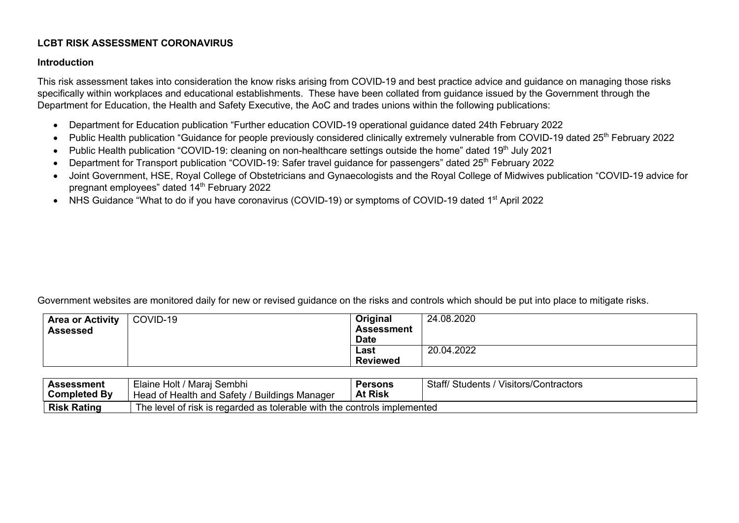**LCBT RISK ASSESSMENT CORONAVIRUS**

**Introduction**

This risk assessment takes into consideration the know risks arising from COVID-19 and best practice advice and guidance on managing those risks specifically within workplaces and educational establishments. These have been collated from guidance issued by the Government through the Department for Education, the Health and Safety Executive, the AoC and trades unions within the following publications:

- Department for Education publication "Further education COVID-19 operational guidance dated 24th February 2022
- Public Health publication "Guidance for people previously considered clinically extremely vulnerable from COVID-19 dated 25th February 2022
- Public Health publication "COVID-19: cleaning on non-healthcare settings outside the home" dated 19th July 2021
- Department for Transport publication "COVID-19: Safer travel guidance for passengers" dated 25th February 2022
- Joint Government, HSE, Royal College of Obstetricians and Gynaecologists and the Royal College of Midwives publication "COVID-19 advice for pregnant employees" dated 14th February 2022
- NHS Guidance "What to do if you have coronavirus (COVID-19) or symptoms of COVID-19 dated 1st April 2022

Government websites are monitored daily for new or revised guidance on the risks and controls which should be put into place to mitigate risks.

| | | | |
|---|---|---|---|
| **Area or Activity Assessed** | COVID-19 | **Original Assessment Date** | 24.08.2020 |
| | | **Last Reviewed** | 20.04.2022 |

| | | | |
|---|---|---|---|
| **Assessment Completed By** | Elaine Holt / Maraj Sembhi<br>Head of Health and Safety / Buildings Manager | **Persons At Risk** | Staff/ Students / Visitors/Contractors |
| **Risk Rating** | The level of risk is regarded as tolerable with the controls implemented | | |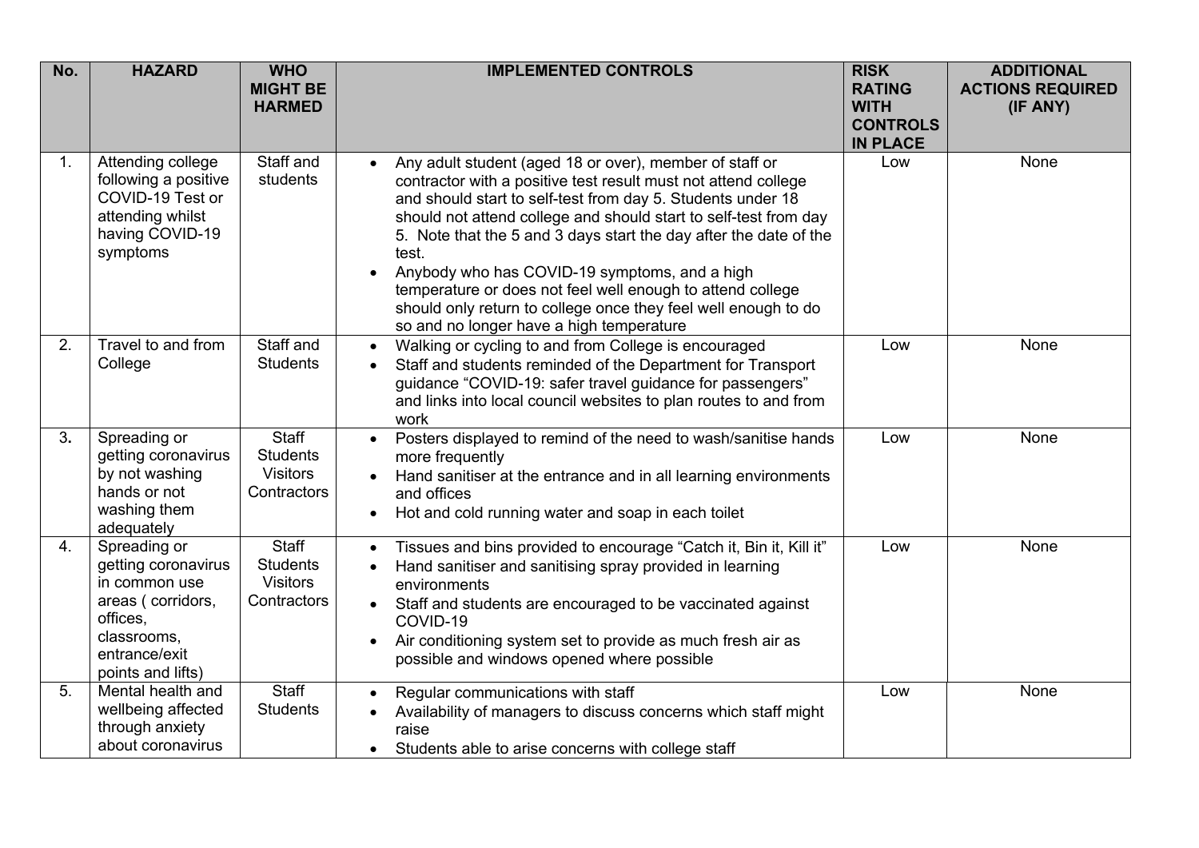| No. | HAZARD | WHO MIGHT BE HARMED | IMPLEMENTED CONTROLS | RISK RATING WITH CONTROLS IN PLACE | ADDITIONAL ACTIONS REQUIRED (IF ANY) |
|---|---|---|---|---|---|
| 1. | Attending college following a positive COVID-19 Test or attending whilst having COVID-19 symptoms | Staff and students | • Any adult student (aged 18 or over), member of staff or contractor with a positive test result must not attend college and should start to self-test from day 5. Students under 18 should not attend college and should start to self-test from day 5. Note that the 5 and 3 days start the day after the date of the test.<br>• Anybody who has COVID-19 symptoms, and a high temperature or does not feel well enough to attend college should only return to college once they feel well enough to do so and no longer have a high temperature | Low | None |
| 2. | Travel to and from College | Staff and Students | • Walking or cycling to and from College is encouraged<br>• Staff and students reminded of the Department for Transport guidance "COVID-19: safer travel guidance for passengers" and links into local council websites to plan routes to and from work | Low | None |
| 3. | Spreading or getting coronavirus by not washing hands or not washing them adequately | Staff<br>Students<br>Visitors<br>Contractors | • Posters displayed to remind of the need to wash/sanitise hands more frequently<br>• Hand sanitiser at the entrance and in all learning environments and offices<br>• Hot and cold running water and soap in each toilet | Low | None |
| 4. | Spreading or getting coronavirus in common use areas ( corridors, offices, classrooms, entrance/exit points and lifts) | Staff<br>Students<br>Visitors<br>Contractors | • Tissues and bins provided to encourage "Catch it, Bin it, Kill it"<br>• Hand sanitiser and sanitising spray provided in learning environments<br>• Staff and students are encouraged to be vaccinated against COVID-19<br>• Air conditioning system set to provide as much fresh air as possible and windows opened where possible | Low | None |
| 5. | Mental health and wellbeing affected through anxiety about coronavirus | Staff<br>Students | • Regular communications with staff<br>• Availability of managers to discuss concerns which staff might raise<br>• Students able to arise concerns with college staff | Low | None |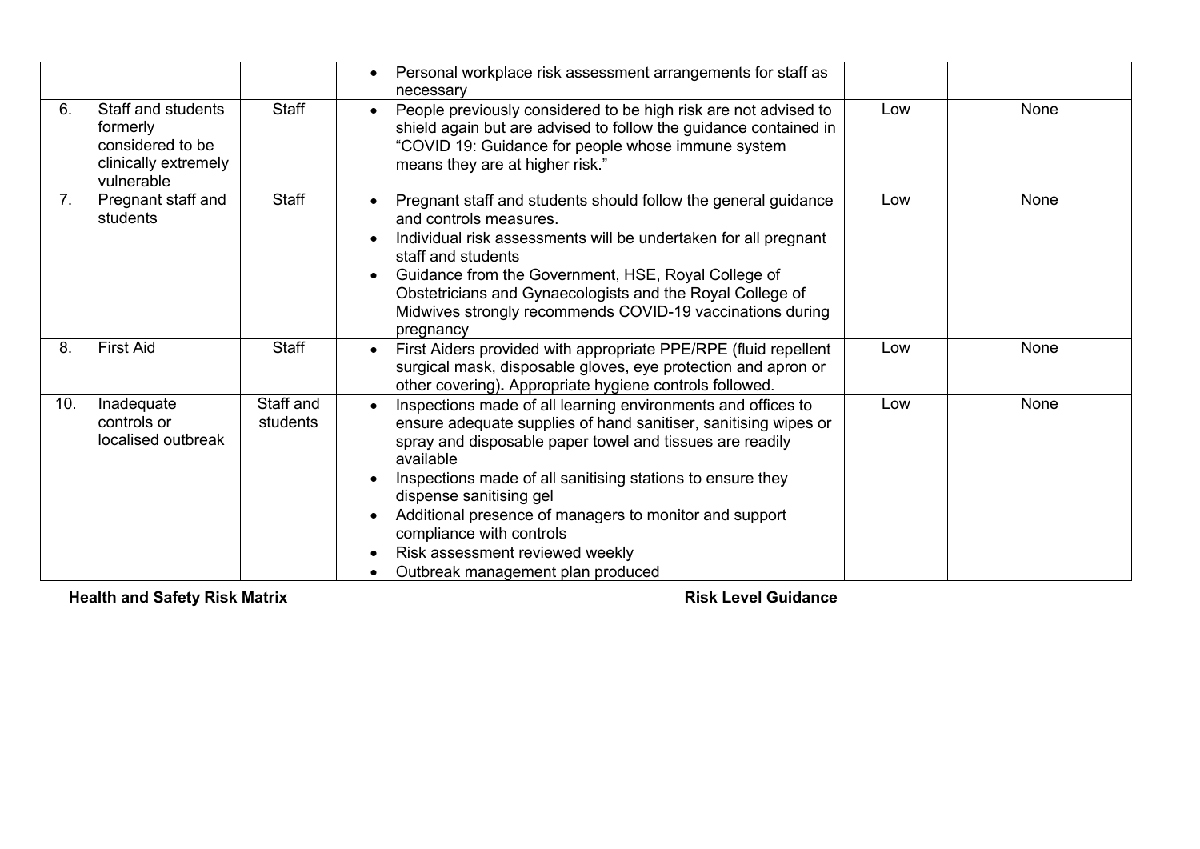| | | | | | |
|---|---|---|---|---|---|
| | | | • Personal workplace risk assessment arrangements for staff as necessary | | |
| 6. | Staff and students formerly considered to be clinically extremely vulnerable | Staff | • People previously considered to be high risk are not advised to shield again but are advised to follow the guidance contained in "COVID 19: Guidance for people whose immune system means they are at higher risk." | Low | None |
| 7. | Pregnant staff and students | Staff | • Pregnant staff and students should follow the general guidance and controls measures.<br>• Individual risk assessments will be undertaken for all pregnant staff and students<br>• Guidance from the Government, HSE, Royal College of Obstetricians and Gynaecologists and the Royal College of Midwives strongly recommends COVID-19 vaccinations during pregnancy | Low | None |
| 8. | First Aid | Staff | • First Aiders provided with appropriate PPE/RPE (fluid repellent surgical mask, disposable gloves, eye protection and apron or other covering). Appropriate hygiene controls followed. | Low | None |
| 10. | Inadequate controls or localised outbreak | Staff and students | • Inspections made of all learning environments and offices to ensure adequate supplies of hand sanitiser, sanitising wipes or spray and disposable paper towel and tissues are readily available<br>• Inspections made of all sanitising stations to ensure they dispense sanitising gel<br>• Additional presence of managers to monitor and support compliance with controls<br>• Risk assessment reviewed weekly<br>• Outbreak management plan produced | Low | None |

**Health and Safety Risk Matrix**

**Risk Level Guidance**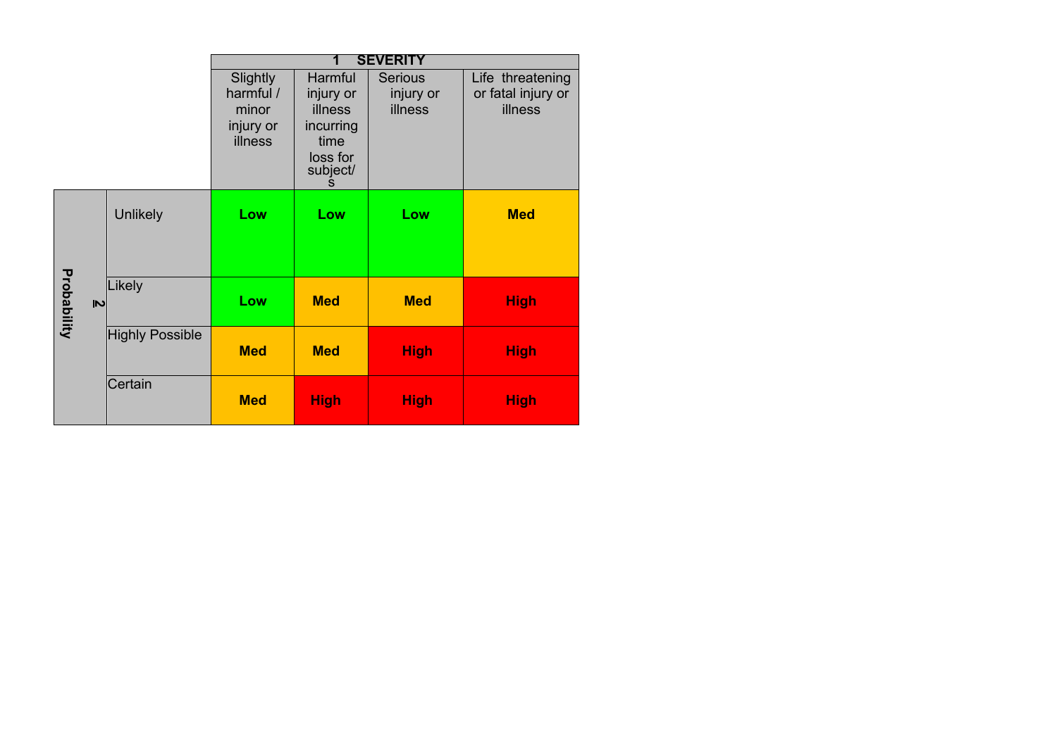| | | 1 SEVERITY | | | |
|---|---|---|---|---|---|
| | | Slightly harmful / minor injury or illness | Harmful injury or illness incurring time loss for subject/s | Serious injury or illness | Life threatening or fatal injury or illness |
| 2 Probability | Unlikely | **Low** | **Low** | **Low** | **Med** |
| | Likely | **Low** | **Med** | **Med** | **High** |
| | Highly Possible | **Med** | **Med** | **High** | **High** |
| | Certain | **Med** | **High** | **High** | **High** |